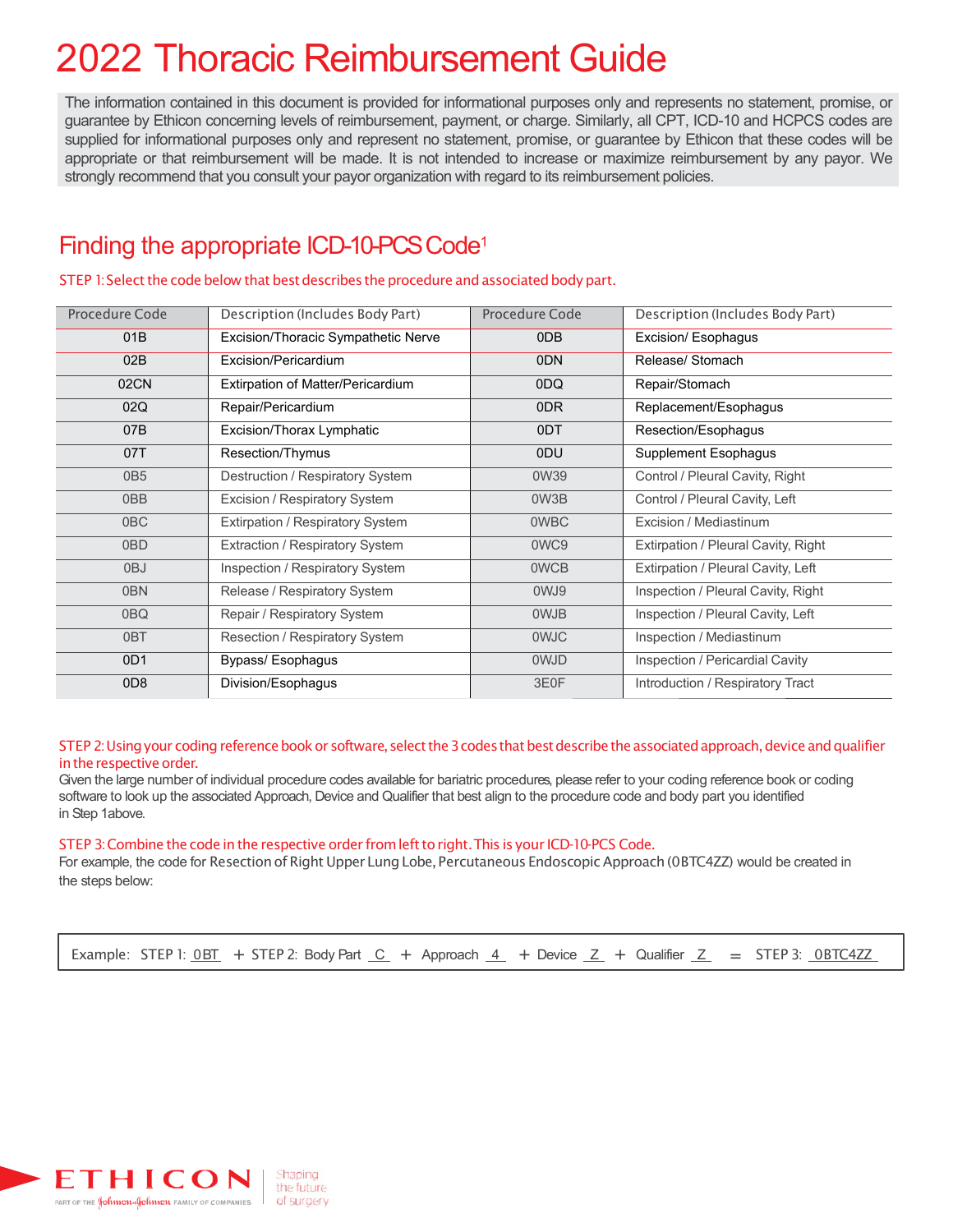# 2022 Thoracic Reimbursement Guide

The information contained in this document is provided for informational purposes only and represents no statement, promise, or guarantee by Ethicon concerning levels of reimbursement, payment, or charge. Similarly, all CPT, ICD-10 and HCPCS codes are supplied for informational purposes only and represent no statement, promise, or guarantee by Ethicon that these codes will be appropriate or that reimbursement will be made. It is not intended to increase or maximize reimbursement by any payor. We strongly recommend that you consult your payor organization with regard to its reimbursement policies.

## Finding the appropriate ICD-10-PCS Code[1]

STEP 1: Select the code below that best describes the procedure and associated body part.

| Procedure Code | Description (Includes Body Part) | Procedure Code | Description (Includes Body Part) |
|---|---|---|---|
| 01B | Excision/Thoracic Sympathetic Nerve | 0DB | Excision/ Esophagus |
| 02B | Excision/Pericardium | 0DN | Release/ Stomach |
| 02CN | Extirpation of Matter/Pericardium | 0DQ | Repair/Stomach |
| 02Q | Repair/Pericardium | 0DR | Replacement/Esophagus |
| 07B | Excision/Thorax Lymphatic | 0DT | Resection/Esophagus |
| 07T | Resection/Thymus | 0DU | Supplement Esophagus |
| 0B5 | Destruction / Respiratory System | 0W39 | Control / Pleural Cavity, Right |
| 0BB | Excision / Respiratory System | 0W3B | Control / Pleural Cavity, Left |
| 0BC | Extirpation / Respiratory System | 0WBC | Excision / Mediastinum |
| 0BD | Extraction / Respiratory System | 0WC9 | Extirpation / Pleural Cavity, Right |
| 0BJ | Inspection / Respiratory System | 0WCB | Extirpation / Pleural Cavity, Left |
| 0BN | Release / Respiratory System | 0WJ9 | Inspection / Pleural Cavity, Right |
| 0BQ | Repair / Respiratory System | 0WJB | Inspection / Pleural Cavity, Left |
| 0BT | Resection / Respiratory System | 0WJC | Inspection / Mediastinum |
| 0D1 | Bypass/ Esophagus | 0WJD | Inspection / Pericardial Cavity |
| 0D8 | Division/Esophagus | 3E0F | Introduction / Respiratory Tract |

STEP 2: Using your coding reference book or software, select the 3 codes that best describe the associated approach, device and qualifier in the respective order.

Given the large number of individual procedure codes available for bariatric procedures, please refer to your coding reference book or coding software to look up the associated Approach, Device and Qualifier that best align to the procedure code and body part you identified in Step 1above.

STEP 3: Combine the code in the respective order from left to right. This is your ICD-10-PCS Code.

For example, the code for Resection of Right Upper Lung Lobe, Percutaneous Endoscopic Approach (0BTC4ZZ) would be created in the steps below:

Example: STEP 1: 0BT + STEP 2: Body Part C + Approach 4 + Device Z + Qualifier Z = STEP 3: 0BTC4ZZ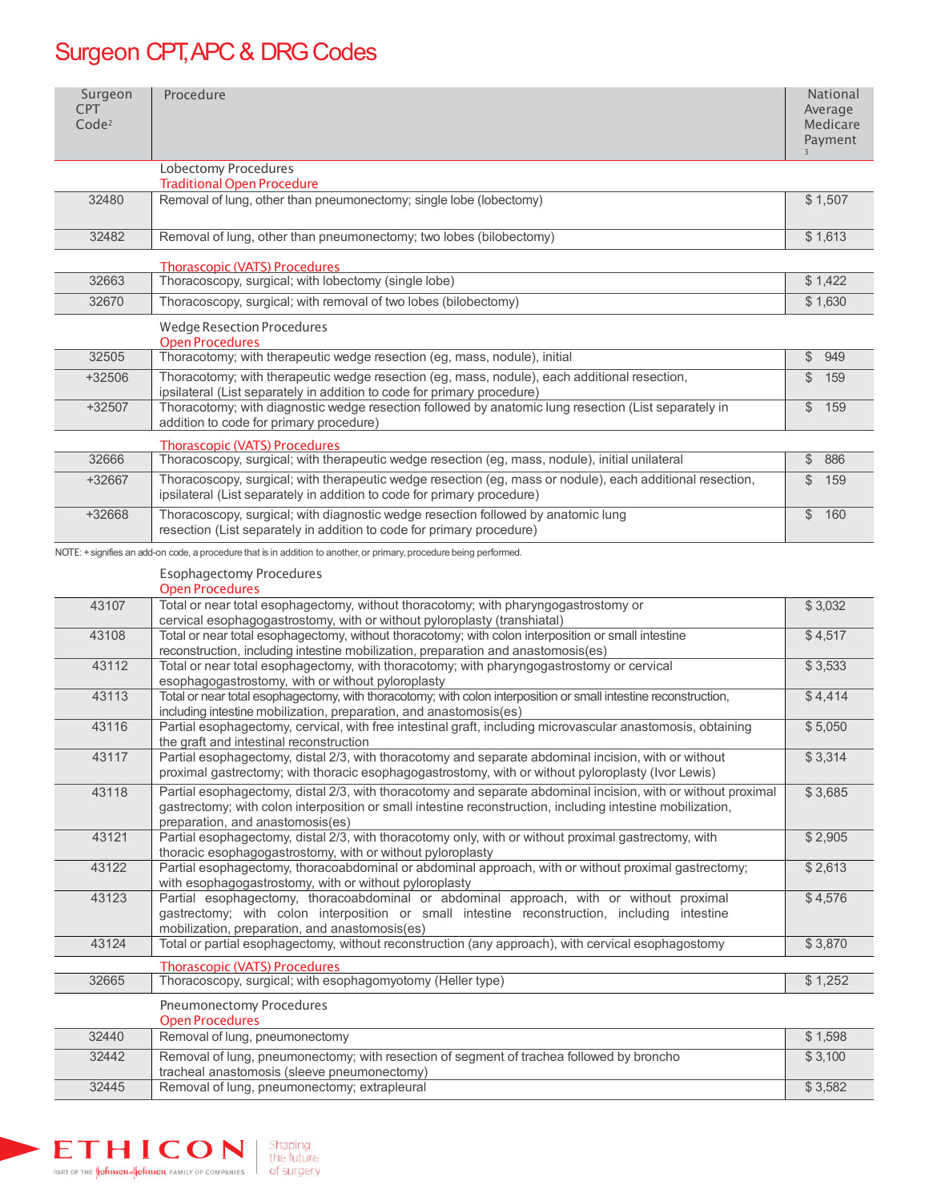# Surgeon CPT, APC & DRG Codes

| Surgeon CPT Code[2] | Procedure | National Average Medicare Payment[3] |
|---|---|---|
| | **Lobectomy Procedures** | |
| | Traditional Open Procedure | |
| 32480 | Removal of lung, other than pneumonectomy; single lobe (lobectomy) | $ 1,507 |
| 32482 | Removal of lung, other than pneumonectomy; two lobes (bilobectomy) | $ 1,613 |
| | Thoracoscopic (VATS) Procedures | |
| 32663 | Thoracoscopy, surgical; with lobectomy (single lobe) | $ 1,422 |
| 32670 | Thoracoscopy, surgical; with removal of two lobes (bilobectomy) | $ 1,630 |
| | **Wedge Resection Procedures** | |
| | Open Procedures | |
| 32505 | Thoracotomy; with therapeutic wedge resection (eg, mass, nodule), initial | $ 949 |
| +32506 | Thoracotomy; with therapeutic wedge resection (eg, mass, nodule), each additional resection, ipsilateral (List separately in addition to code for primary procedure) | $ 159 |
| +32507 | Thoracotomy; with diagnostic wedge resection followed by anatomic lung resection (List separately in addition to code for primary procedure) | $ 159 |
| | Thoracoscopic (VATS) Procedures | |
| 32666 | Thoracoscopy, surgical; with therapeutic wedge resection (eg, mass, nodule), initial unilateral | $ 886 |
| +32667 | Thoracoscopy, surgical; with therapeutic wedge resection (eg, mass or nodule), each additional resection, ipsilateral (List separately in addition to code for primary procedure) | $ 159 |
| +32668 | Thoracoscopy, surgical; with diagnostic wedge resection followed by anatomic lung resection (List separately in addition to code for primary procedure) | $ 160 |

NOTE: + signifies an add-on code, a procedure that is in addition to another, or primary, procedure being performed.

| Surgeon CPT Code | Procedure | National Average Medicare Payment |
|---|---|---|
| | **Esophagectomy Procedures** | |
| | Open Procedures | |
| 43107 | Total or near total esophagectomy, without thoracotomy; with pharyngogastrostomy or cervical esophagogastrostomy, with or without pyloroplasty (transhiatal) | $ 3,032 |
| 43108 | Total or near total esophagectomy, without thoracotomy; with colon interposition or small intestine reconstruction, including intestine mobilization, preparation and anastomosis(es) | $ 4,517 |
| 43112 | Total or near total esophagectomy, with thoracotomy; with pharyngogastrostomy or cervical esophagogastrostomy, with or without pyloroplasty | $ 3,533 |
| 43113 | Total or near total esophagectomy, with thoracotomy; with colon interposition or small intestine reconstruction, including intestine mobilization, preparation, and anastomosis(es) | $ 4,414 |
| 43116 | Partial esophagectomy, cervical, with free intestinal graft, including microvascular anastomosis, obtaining the graft and intestinal reconstruction | $ 5,050 |
| 43117 | Partial esophagectomy, distal 2/3, with thoracotomy and separate abdominal incision, with or without proximal gastrectomy; with thoracic esophagogastrostomy, with or without pyloroplasty (Ivor Lewis) | $ 3,314 |
| 43118 | Partial esophagectomy, distal 2/3, with thoracotomy and separate abdominal incision, with or without proximal gastrectomy; with colon interposition or small intestine reconstruction, including intestine mobilization, preparation, and anastomosis(es) | $ 3,685 |
| 43121 | Partial esophagectomy, distal 2/3, with thoracotomy only, with or without proximal gastrectomy, with thoracic esophagogastrostomy, with or without pyloroplasty | $ 2,905 |
| 43122 | Partial esophagectomy, thoracoabdominal or abdominal approach, with or without proximal gastrectomy; with esophagogastrostomy, with or without pyloroplasty | $ 2,613 |
| 43123 | Partial esophagectomy, thoracoabdominal or abdominal approach, with or without proximal gastrectomy; with colon interposition or small intestine reconstruction, including intestine mobilization, preparation, and anastomosis(es) | $ 4,576 |
| 43124 | Total or partial esophagectomy, without reconstruction (any approach), with cervical esophagostomy | $ 3,870 |
| | Thoracoscopic (VATS) Procedures | |
| 32665 | Thoracoscopy, surgical; with esophagomyotomy (Heller type) | $ 1,252 |
| | **Pneumonectomy Procedures** | |
| | Open Procedures | |
| 32440 | Removal of lung, pneumonectomy | $ 1,598 |
| 32442 | Removal of lung, pneumonectomy; with resection of segment of trachea followed by broncho tracheal anastomosis (sleeve pneumonectomy) | $ 3,100 |
| 32445 | Removal of lung, pneumonectomy; extrapleural | $ 3,582 |

ETHICON — PART OF THE Johnson & Johnson FAMILY OF COMPANIES — Shaping the future of surgery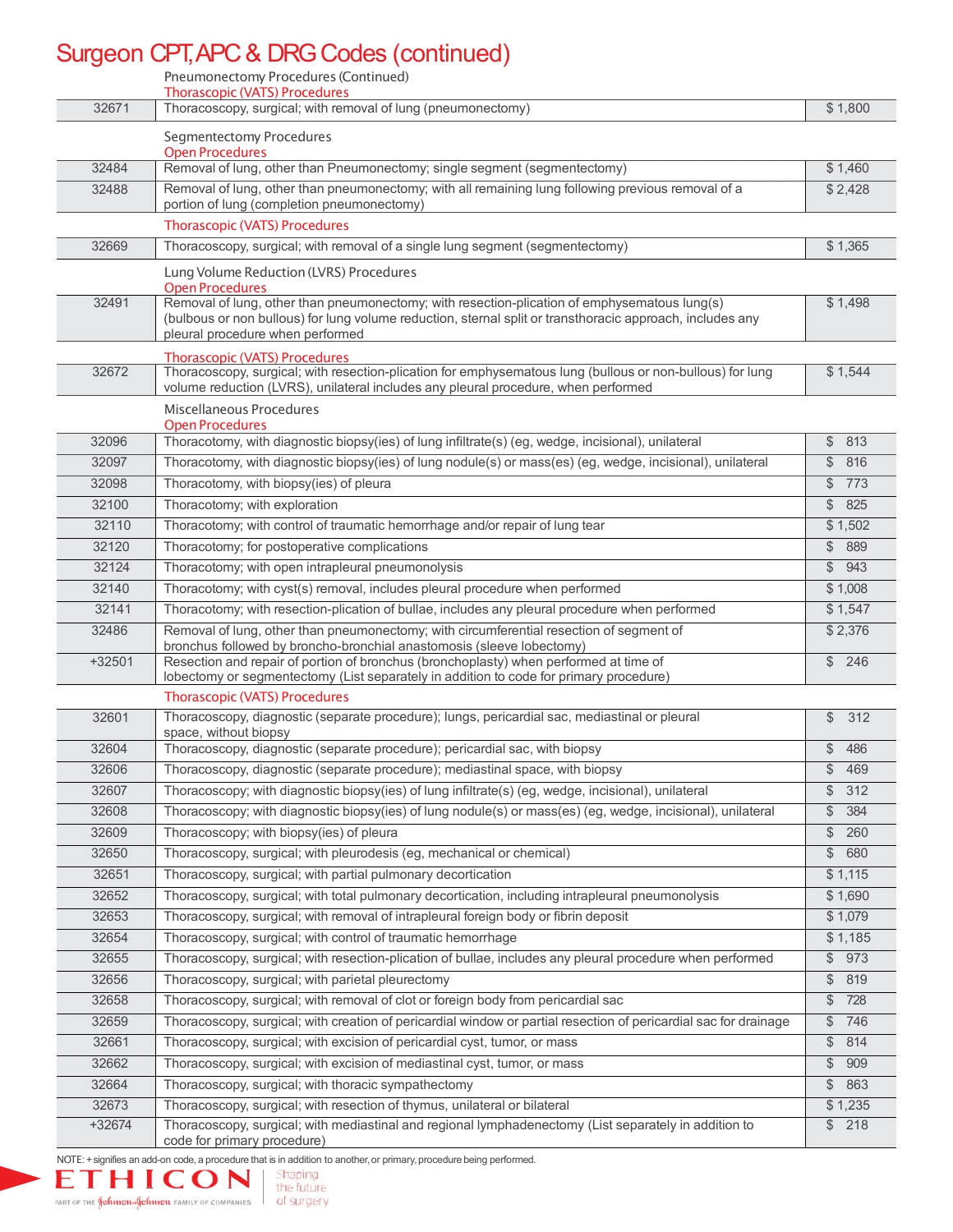# Surgeon CPT, APC & DRG Codes (continued)

Pneumonectomy Procedures (Continued)

Thorascopic (VATS) Procedures

| | | |
|---|---|---|
| 32671 | Thoracoscopy, surgical; with removal of lung (pneumonectomy) | $ 1,800 |

Segmentectomy Procedures

Open Procedures

| | | |
|---|---|---|
| 32484 | Removal of lung, other than Pneumonectomy; single segment (segmentectomy) | $ 1,460 |
| 32488 | Removal of lung, other than pneumonectomy; with all remaining lung following previous removal of a portion of lung (completion pneumonectomy) | $ 2,428 |

Thorascopic (VATS) Procedures

| | | |
|---|---|---|
| 32669 | Thoracoscopy, surgical; with removal of a single lung segment (segmentectomy) | $ 1,365 |

Lung Volume Reduction (LVRS) Procedures

Open Procedures

| | | |
|---|---|---|
| 32491 | Removal of lung, other than pneumonectomy; with resection-plication of emphysematous lung(s) (bulbous or non bullous) for lung volume reduction, sternal split or transthoracic approach, includes any pleural procedure when performed | $ 1,498 |

Thorascopic (VATS) Procedures

| | | |
|---|---|---|
| 32672 | Thoracoscopy, surgical; with resection-plication for emphysematous lung (bullous or non-bullous) for lung volume reduction (LVRS), unilateral includes any pleural procedure, when performed | $ 1,544 |

Miscellaneous Procedures

Open Procedures

| | | |
|---|---|---|
| 32096 | Thoracotomy, with diagnostic biopsy(ies) of lung infiltrate(s) (eg, wedge, incisional), unilateral | $ 813 |
| 32097 | Thoracotomy, with diagnostic biopsy(ies) of lung nodule(s) or mass(es) (eg, wedge, incisional), unilateral | $ 816 |
| 32098 | Thoracotomy, with biopsy(ies) of pleura | $ 773 |
| 32100 | Thoracotomy; with exploration | $ 825 |
| 32110 | Thoracotomy; with control of traumatic hemorrhage and/or repair of lung tear | $ 1,502 |
| 32120 | Thoracotomy; for postoperative complications | $ 889 |
| 32124 | Thoracotomy; with open intrapleural pneumonolysis | $ 943 |
| 32140 | Thoracotomy; with cyst(s) removal, includes pleural procedure when performed | $ 1,008 |
| 32141 | Thoracotomy; with resection-plication of bullae, includes any pleural procedure when performed | $ 1,547 |
| 32486 | Removal of lung, other than pneumonectomy; with circumferential resection of segment of bronchus followed by broncho-bronchial anastomosis (sleeve lobectomy) | $ 2,376 |
| +32501 | Resection and repair of portion of bronchus (bronchoplasty) when performed at time of lobectomy or segmentectomy (List separately in addition to code for primary procedure) | $ 246 |

Thorascopic (VATS) Procedures

| | | |
|---|---|---|
| 32601 | Thoracoscopy, diagnostic (separate procedure); lungs, pericardial sac, mediastinal or pleural space, without biopsy | $ 312 |
| 32604 | Thoracoscopy, diagnostic (separate procedure); pericardial sac, with biopsy | $ 486 |
| 32606 | Thoracoscopy, diagnostic (separate procedure); mediastinal space, with biopsy | $ 469 |
| 32607 | Thoracoscopy; with diagnostic biopsy(ies) of lung infiltrate(s) (eg, wedge, incisional), unilateral | $ 312 |
| 32608 | Thoracoscopy; with diagnostic biopsy(ies) of lung nodule(s) or mass(es) (eg, wedge, incisional), unilateral | $ 384 |
| 32609 | Thoracoscopy; with biopsy(ies) of pleura | $ 260 |
| 32650 | Thoracoscopy, surgical; with pleurodesis (eg, mechanical or chemical) | $ 680 |
| 32651 | Thoracoscopy, surgical; with partial pulmonary decortication | $ 1,115 |
| 32652 | Thoracoscopy, surgical; with total pulmonary decortication, including intrapleural pneumonolysis | $ 1,690 |
| 32653 | Thoracoscopy, surgical; with removal of intrapleural foreign body or fibrin deposit | $ 1,079 |
| 32654 | Thoracoscopy, surgical; with control of traumatic hemorrhage | $ 1,185 |
| 32655 | Thoracoscopy, surgical; with resection-plication of bullae, includes any pleural procedure when performed | $ 973 |
| 32656 | Thoracoscopy, surgical; with parietal pleurectomy | $ 819 |
| 32658 | Thoracoscopy, surgical; with removal of clot or foreign body from pericardial sac | $ 728 |
| 32659 | Thoracoscopy, surgical; with creation of pericardial window or partial resection of pericardial sac for drainage | $ 746 |
| 32661 | Thoracoscopy, surgical; with excision of pericardial cyst, tumor, or mass | $ 814 |
| 32662 | Thoracoscopy, surgical; with excision of mediastinal cyst, tumor, or mass | $ 909 |
| 32664 | Thoracoscopy, surgical; with thoracic sympathectomy | $ 863 |
| 32673 | Thoracoscopy, surgical; with resection of thymus, unilateral or bilateral | $ 1,235 |
| +32674 | Thoracoscopy, surgical; with mediastinal and regional lymphadenectomy (List separately in addition to code for primary procedure) | $ 218 |

NOTE: + signifies an add-on code, a procedure that is in addition to another, or primary, procedure being performed.

ETHICON PART OF THE Johnson & Johnson FAMILY OF COMPANIES | Shaping the future of surgery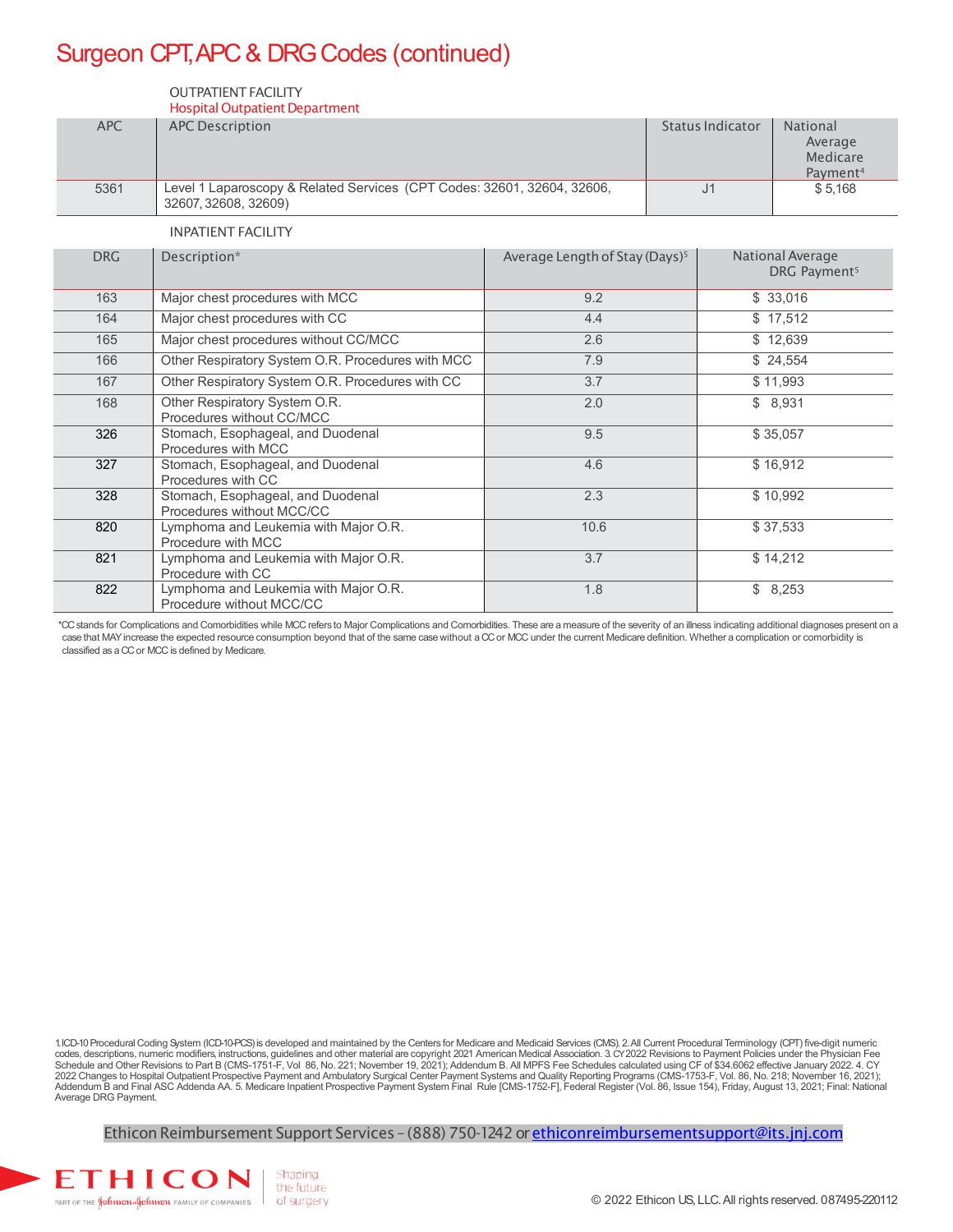# Surgeon CPT, APC & DRG Codes (continued)

OUTPATIENT FACILITY

Hospital Outpatient Department

| APC | APC Description | Status Indicator | National Average Medicare Payment[4] |
|---|---|---|---|
| 5361 | Level 1 Laparoscopy & Related Services (CPT Codes: 32601, 32604, 32606, 32607, 32608, 32609) | J1 | $ 5,168 |

INPATIENT FACILITY

| DRG | Description* | Average Length of Stay (Days)[5] | National Average DRG Payment[5] |
|---|---|---|---|
| 163 | Major chest procedures with MCC | 9.2 | $ 33,016 |
| 164 | Major chest procedures with CC | 4.4 | $ 17,512 |
| 165 | Major chest procedures without CC/MCC | 2.6 | $ 12,639 |
| 166 | Other Respiratory System O.R. Procedures with MCC | 7.9 | $ 24,554 |
| 167 | Other Respiratory System O.R. Procedures with CC | 3.7 | $ 11,993 |
| 168 | Other Respiratory System O.R. Procedures without CC/MCC | 2.0 | $ 8,931 |
| 326 | Stomach, Esophageal, and Duodenal Procedures with MCC | 9.5 | $ 35,057 |
| 327 | Stomach, Esophageal, and Duodenal Procedures with CC | 4.6 | $ 16,912 |
| 328 | Stomach, Esophageal, and Duodenal Procedures without MCC/CC | 2.3 | $ 10,992 |
| 820 | Lymphoma and Leukemia with Major O.R. Procedure with MCC | 10.6 | $ 37,533 |
| 821 | Lymphoma and Leukemia with Major O.R. Procedure with CC | 3.7 | $ 14,212 |
| 822 | Lymphoma and Leukemia with Major O.R. Procedure without MCC/CC | 1.8 | $ 8,253 |

*CC stands for Complications and Comorbidities while MCC refers to Major Complications and Comorbidities. These are a measure of the severity of an illness indicating additional diagnoses present on a case that MAY increase the expected resource consumption beyond that of the same case without a CC or MCC under the current Medicare definition. Whether a complication or comorbidity is classified as a CC or MCC is defined by Medicare.

1. ICD-10 Procedural Coding System (ICD-10-PCS) is developed and maintained by the Centers for Medicare and Medicaid Services (CMS). 2. All Current Procedural Terminology (CPT) five-digit numeric codes, descriptions, numeric modifiers, instructions, guidelines and other material are copyright 2021 American Medical Association. 3. CY 2022 Revisions to Payment Policies under the Physician Fee Schedule and Other Revisions to Part B (CMS-1751-F, Vol 86, No. 221; November 19, 2021); Addendum B. All MPFS Fee Schedules calculated using CF of $34.6062 effective January 2022. 4. CY 2022 Changes to Hospital Outpatient Prospective Payment and Ambulatory Surgical Center Payment Systems and Quality Reporting Programs (CMS-1753-F, Vol. 86, No. 218; November 16, 2021); Addendum B and Final ASC Addenda AA. 5. Medicare Inpatient Prospective Payment System Final Rule [CMS-1752-F], Federal Register (Vol. 86, Issue 154), Friday, August 13, 2021; Final: National Average DRG Payment.

Ethicon Reimbursement Support Services – (888) 750-1242 or ethiconreimbursementsupport@its.jnj.com

ETHICON PART OF THE Johnson & Johnson FAMILY OF COMPANIES | Shaping the future of surgery

© 2022 Ethicon US, LLC. All rights reserved. 087495-220112